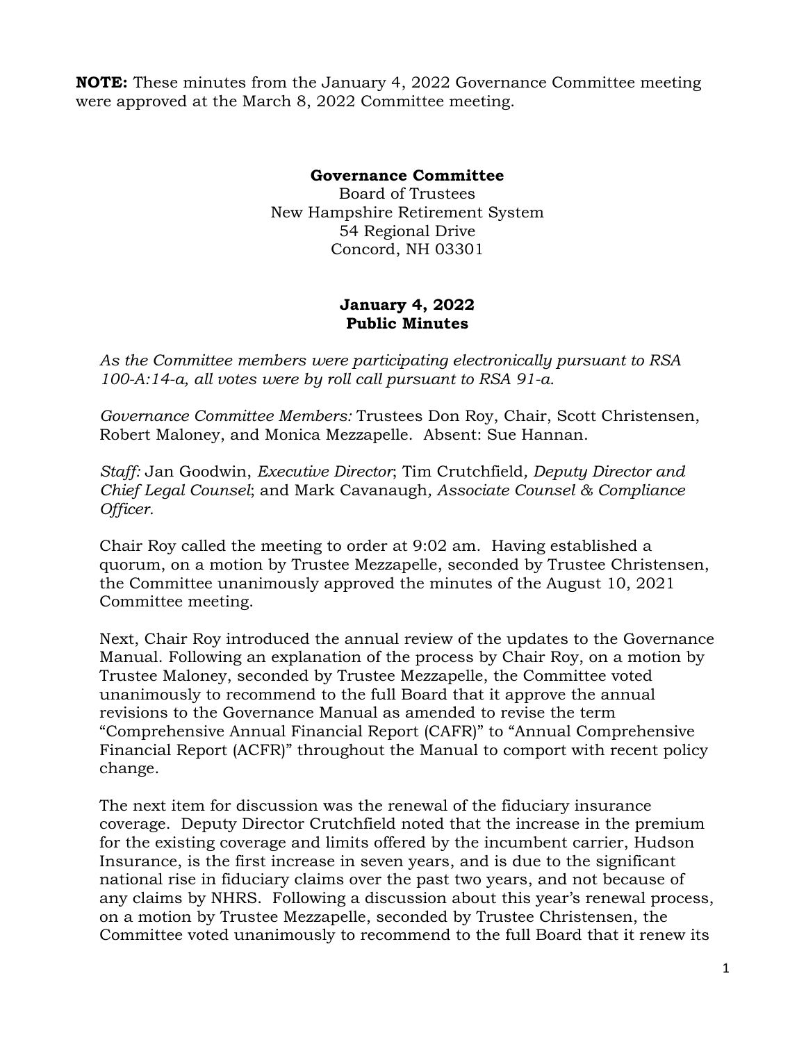**NOTE:** These minutes from the January 4, 2022 Governance Committee meeting were approved at the March 8, 2022 Committee meeting.

**Governance Committee**
Board of Trustees
New Hampshire Retirement System
54 Regional Drive
Concord, NH 03301

**January 4, 2022**
**Public Minutes**

*As the Committee members were participating electronically pursuant to RSA 100-A:14-a, all votes were by roll call pursuant to RSA 91-a.*

*Governance Committee Members:* Trustees Don Roy, Chair, Scott Christensen, Robert Maloney, and Monica Mezzapelle. Absent: Sue Hannan.

*Staff:* Jan Goodwin, *Executive Director*; Tim Crutchfield*, Deputy Director and Chief Legal Counsel*; and Mark Cavanaugh*, Associate Counsel & Compliance Officer.*

Chair Roy called the meeting to order at 9:02 am. Having established a quorum, on a motion by Trustee Mezzapelle, seconded by Trustee Christensen, the Committee unanimously approved the minutes of the August 10, 2021 Committee meeting.

Next, Chair Roy introduced the annual review of the updates to the Governance Manual. Following an explanation of the process by Chair Roy, on a motion by Trustee Maloney, seconded by Trustee Mezzapelle, the Committee voted unanimously to recommend to the full Board that it approve the annual revisions to the Governance Manual as amended to revise the term "Comprehensive Annual Financial Report (CAFR)" to "Annual Comprehensive Financial Report (ACFR)" throughout the Manual to comport with recent policy change.

The next item for discussion was the renewal of the fiduciary insurance coverage. Deputy Director Crutchfield noted that the increase in the premium for the existing coverage and limits offered by the incumbent carrier, Hudson Insurance, is the first increase in seven years, and is due to the significant national rise in fiduciary claims over the past two years, and not because of any claims by NHRS. Following a discussion about this year's renewal process, on a motion by Trustee Mezzapelle, seconded by Trustee Christensen, the Committee voted unanimously to recommend to the full Board that it renew its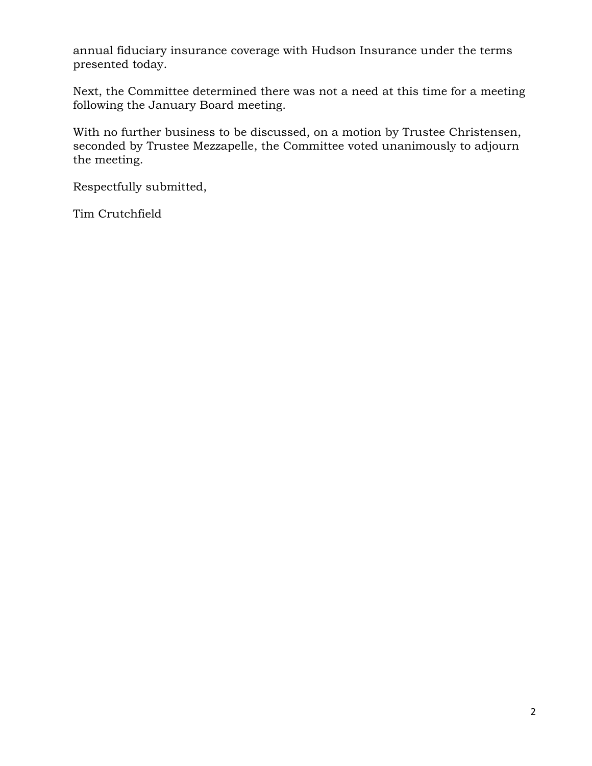annual fiduciary insurance coverage with Hudson Insurance under the terms presented today.

Next, the Committee determined there was not a need at this time for a meeting following the January Board meeting.

With no further business to be discussed, on a motion by Trustee Christensen, seconded by Trustee Mezzapelle, the Committee voted unanimously to adjourn the meeting.

Respectfully submitted,

Tim Crutchfield